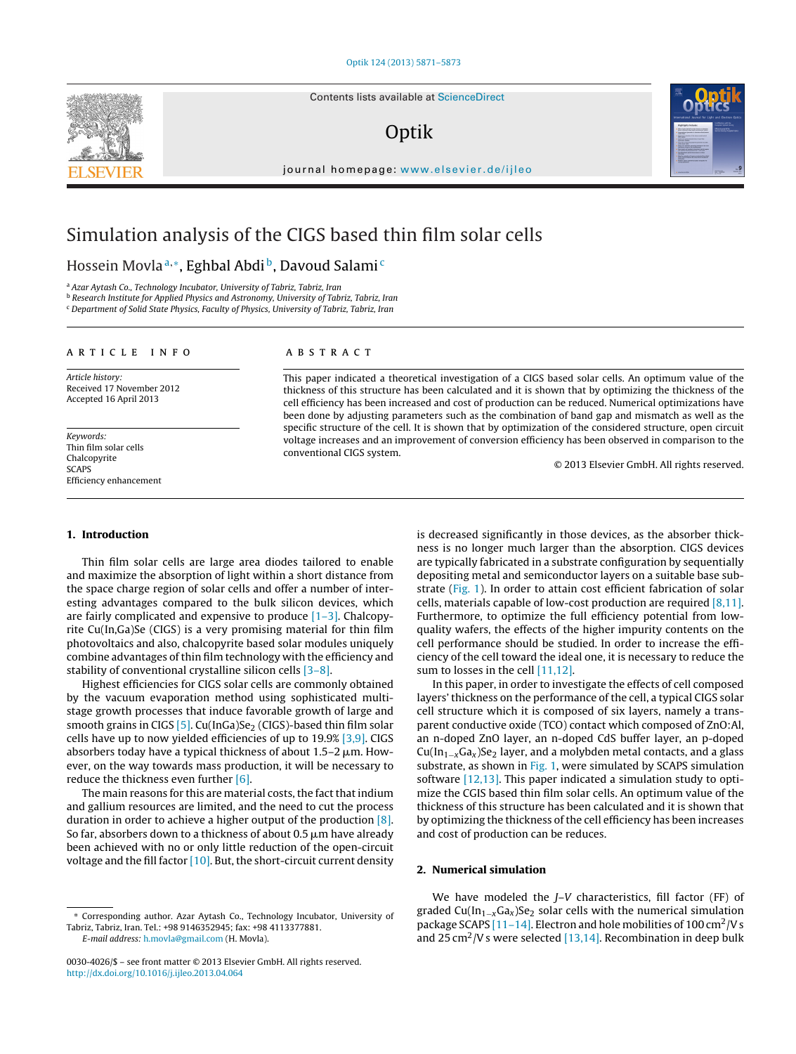# Simulation analysis of the CIGS based thin film solar cells

Hossein Movla[a,*], Eghbal Abdi[b], Davoud Salami[c]

[a] Azar Aytash Co., Technology Incubator, University of Tabriz, Tabriz, Iran
[b] Research Institute for Applied Physics and Astronomy, University of Tabriz, Tabriz, Iran
[c] Department of Solid State Physics, Faculty of Physics, University of Tabriz, Tabriz, Iran

**ARTICLE INFO**

*Article history:*
Received 17 November 2012
Accepted 16 April 2013

*Keywords:*
Thin film solar cells
Chalcopyrite
SCAPS
Efficiency enhancement

**ABSTRACT**

This paper indicated a theoretical investigation of a CIGS based solar cells. An optimum value of the thickness of this structure has been calculated and it is shown that by optimizing the thickness of the cell efficiency has been increased and cost of production can be reduced. Numerical optimizations have been done by adjusting parameters such as the combination of band gap and mismatch as well as the specific structure of the cell. It is shown that by optimization of the considered structure, open circuit voltage increases and an improvement of conversion efficiency has been observed in comparison to the conventional CIGS system.

© 2013 Elsevier GmbH. All rights reserved.

## 1. Introduction

Thin film solar cells are large area diodes tailored to enable and maximize the absorption of light within a short distance from the space charge region of solar cells and offer a number of interesting advantages compared to the bulk silicon devices, which are fairly complicated and expensive to produce [1–3]. Chalcopyrite Cu(In,Ga)Se (CIGS) is a very promising material for thin film photovoltaics and also, chalcopyrite based solar modules uniquely combine advantages of thin film technology with the efficiency and stability of conventional crystalline silicon cells [3–8].

Highest efficiencies for CIGS solar cells are commonly obtained by the vacuum evaporation method using sophisticated multi-stage growth processes that induce favorable growth of large and smooth grains in CIGS [5]. $Cu(InGa)Se_2$ (CIGS)-based thin film solar cells have up to now yielded efficiencies of up to 19.9% [3,9]. CIGS absorbers today have a typical thickness of about 1.5–2 μm. However, on the way towards mass production, it will be necessary to reduce the thickness even further [6].

The main reasons for this are material costs, the fact that indium and gallium resources are limited, and the need to cut the process duration in order to achieve a higher output of the production [8]. So far, absorbers down to a thickness of about 0.5 μm have already been achieved with no or only little reduction of the open-circuit voltage and the fill factor [10]. But, the short-circuit current density is decreased significantly in those devices, as the absorber thickness is no longer much larger than the absorption. CIGS devices are typically fabricated in a substrate configuration by sequentially depositing metal and semiconductor layers on a suitable base substrate (Fig. 1). In order to attain cost efficient fabrication of solar cells, materials capable of low-cost production are required [8,11]. Furthermore, to optimize the full efficiency potential from low-quality wafers, the effects of the higher impurity contents on the cell performance should be studied. In order to increase the efficiency of the cell toward the ideal one, it is necessary to reduce the sum to losses in the cell [11,12].

In this paper, in order to investigate the effects of cell composed layers' thickness on the performance of the cell, a typical CIGS solar cell structure which it is composed of six layers, namely a transparent conductive oxide (TCO) contact which composed of ZnO:Al, an n-doped ZnO layer, an n-doped CdS buffer layer, an p-doped $Cu(In_{1-x}Ga_x)Se_2$ layer, and a molybden metal contacts, and a glass substrate, as shown in Fig. 1, were simulated by SCAPS simulation software [12,13]. This paper indicated a simulation study to optimize the CGIS based thin film solar cells. An optimum value of the thickness of this structure has been calculated and it is shown that by optimizing the thickness of the cell efficiency has been increases and cost of production can be reduces.

## 2. Numerical simulation

We have modeled the *J*–*V* characteristics, fill factor (FF) of graded $Cu(In_{1-x}Ga_x)Se_2$ solar cells with the numerical simulation package SCAPS [11–14]. Electron and hole mobilities of 100 $cm^2/V\,s$ and 25 $cm^2/V\,s$ were selected [13,14]. Recombination in deep bulk

* Corresponding author. Azar Aytash Co., Technology Incubator, University of Tabriz, Tabriz, Iran. Tel.: +98 9146352945; fax: +98 4113377881.
*E-mail address:* h.movla@gmail.com (H. Movla).

0030-4026/$ – see front matter © 2013 Elsevier GmbH. All rights reserved.
http://dx.doi.org/10.1016/j.ijleo.2013.04.064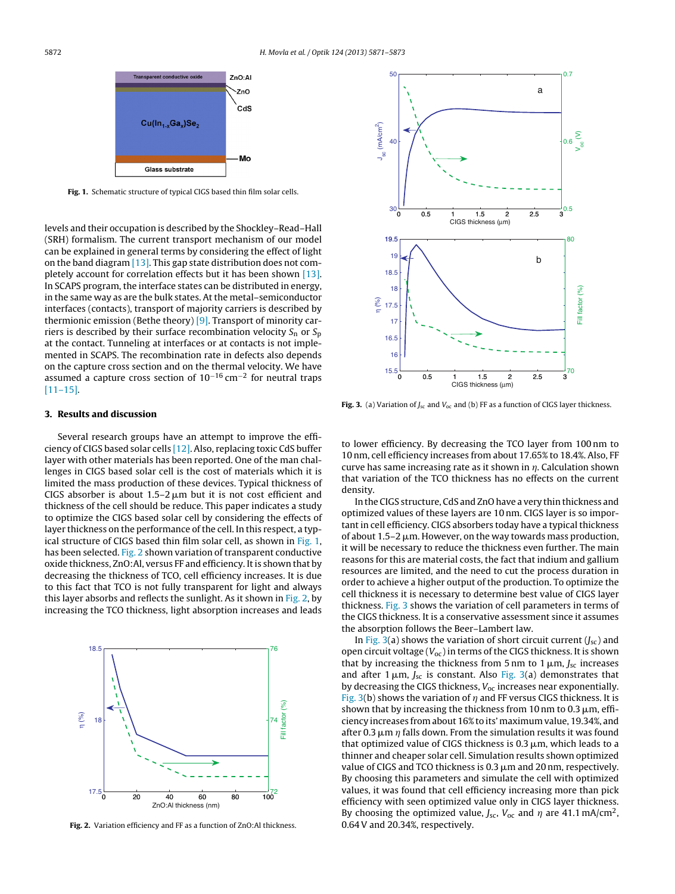levels and their occupation is described by the Shockley–Read–Hall (SRH) formalism. The current transport mechanism of our model can be explained in general terms by considering the effect of light on the band diagram [13]. This gap state distribution does not completely account for correlation effects but it has been shown [13]. In SCAPS program, the interface states can be distributed in energy, in the same way as are the bulk states. At the metal–semiconductor interfaces (contacts), transport of majority carriers is described by thermionic emission (Bethe theory) [9]. Transport of minority carriers is described by their surface recombination velocity $S_n$ or $S_p$ at the contact. Tunneling at interfaces or at contacts is not implemented in SCAPS. The recombination rate in defects also depends on the capture cross section and on the thermal velocity. We have assumed a capture cross section of $10^{-16}$ cm$^{-2}$ for neutral traps [11–15].

Fig. 1. Schematic structure of typical CIGS based thin film solar cells.

## 3. Results and discussion

Several research groups have an attempt to improve the efficiency of CIGS based solar cells [12]. Also, replacing toxic CdS buffer layer with other materials has been reported. One of the man challenges in CIGS based solar cell is the cost of materials which it is limited the mass production of these devices. Typical thickness of CIGS absorber is about 1.5–2 μm but it is not cost efficient and thickness of the cell should be reduce. This paper indicates a study to optimize the CIGS based solar cell by considering the effects of layer thickness on the performance of the cell. In this respect, a typical structure of CIGS based thin film solar cell, as shown in Fig. 1, has been selected. Fig. 2 shown variation of transparent conductive oxide thickness, ZnO:Al, versus FF and efficiency. It is shown that by decreasing the thickness of TCO, cell efficiency increases. It is due to this fact that TCO is not fully transparent for light and always this layer absorbs and reflects the sunlight. As it shown in Fig. 2, by increasing the TCO thickness, light absorption increases and leads to lower efficiency. By decreasing the TCO layer from 100 nm to 10 nm, cell efficiency increases from about 17.65% to 18.4%. Also, FF curve has same increasing rate as it shown in $\eta$. Calculation shown that variation of the TCO thickness has no effects on the current density.

Fig. 2. Variation efficiency and FF as a function of ZnO:Al thickness.

Fig. 3. (a) Variation of $J_{sc}$ and $V_{oc}$ and (b) FF as a function of CIGS layer thickness.

In the CIGS structure, CdS and ZnO have a very thin thickness and optimized values of these layers are 10 nm. CIGS layer is so important in cell efficiency. CIGS absorbers today have a typical thickness of about 1.5–2 μm. However, on the way towards mass production, it will be necessary to reduce the thickness even further. The main reasons for this are material costs, the fact that indium and gallium resources are limited, and the need to cut the process duration in order to achieve a higher output of the production. To optimize the cell thickness it is necessary to determine best value of CIGS layer thickness. Fig. 3 shows the variation of cell parameters in terms of the CIGS thickness. It is a conservative assessment since it assumes the absorption follows the Beer–Lambert law.

In Fig. 3(a) shows the variation of short circuit current ($J_{sc}$) and open circuit voltage ($V_{oc}$) in terms of the CIGS thickness. It is shown that by increasing the thickness from 5 nm to 1 μm, $J_{sc}$ increases and after 1 μm, $J_{sc}$ is constant. Also Fig. 3(a) demonstrates that by decreasing the CIGS thickness, $V_{oc}$ increases near exponentially. Fig. 3(b) shows the variation of $\eta$ and FF versus CIGS thickness. It is shown that by increasing the thickness from 10 nm to 0.3 μm, efficiency increases from about 16% to its' maximum value, 19.34%, and after 0.3 μm $\eta$ falls down. From the simulation results it was found that optimized value of CIGS thickness is 0.3 μm, which leads to a thinner and cheaper solar cell. Simulation results shown optimized value of CIGS and TCO thickness is 0.3 μm and 20 nm, respectively. By choosing this parameters and simulate the cell with optimized values, it was found that cell efficiency increasing more than pick efficiency with seen optimized value only in CIGS layer thickness. By choosing the optimized value, $J_{sc}$, $V_{oc}$ and $\eta$ are 41.1 mA/cm$^2$, 0.64 V and 20.34%, respectively.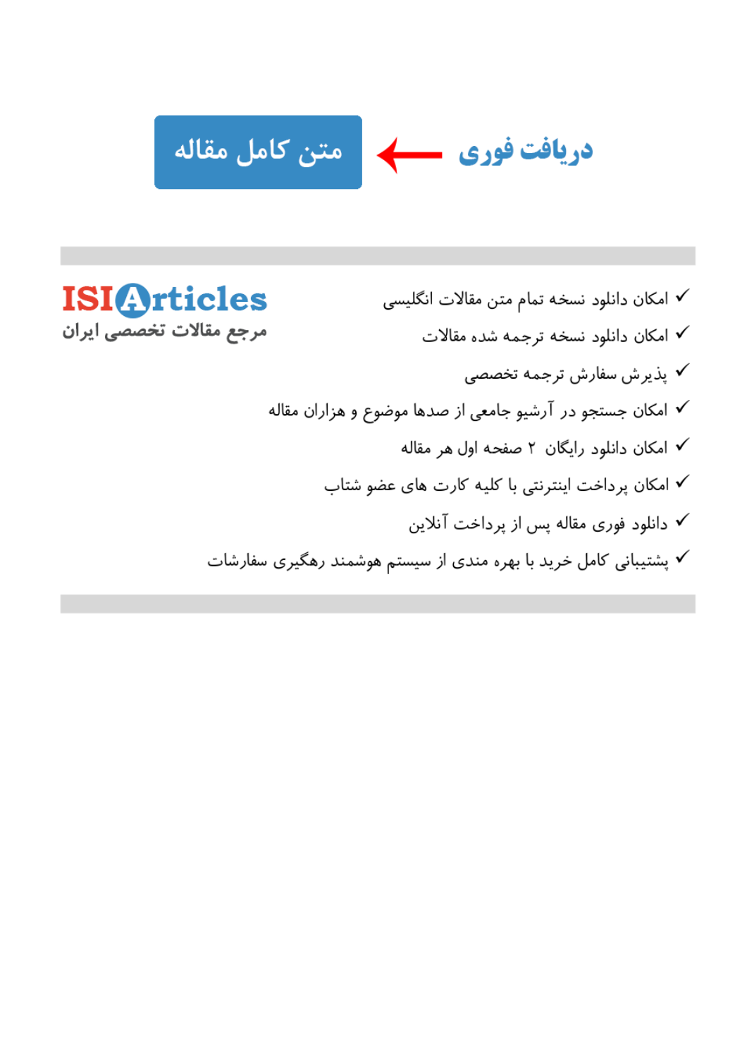دریافت فوری ← **متن کامل مقاله**

**ISIArticles**
مرجع مقالات تخصصی ایران

- ✓ امکان دانلود نسخه تمام متن مقالات انگلیسی
- ✓ امکان دانلود نسخه ترجمه شده مقالات
- ✓ پذیرش سفارش ترجمه تخصصی
- ✓ امکان جستجو در آرشیو جامعی از صدها موضوع و هزاران مقاله
- ✓ امکان دانلود رایگان ۲ صفحه اول هر مقاله
- ✓ امکان پرداخت اینترنتی با کلیه کارت های عضو شتاب
- ✓ دانلود فوری مقاله پس از پرداخت آنلاین
- ✓ پشتیبانی کامل خرید با بهره مندی از سیستم هوشمند رهگیری سفارشات